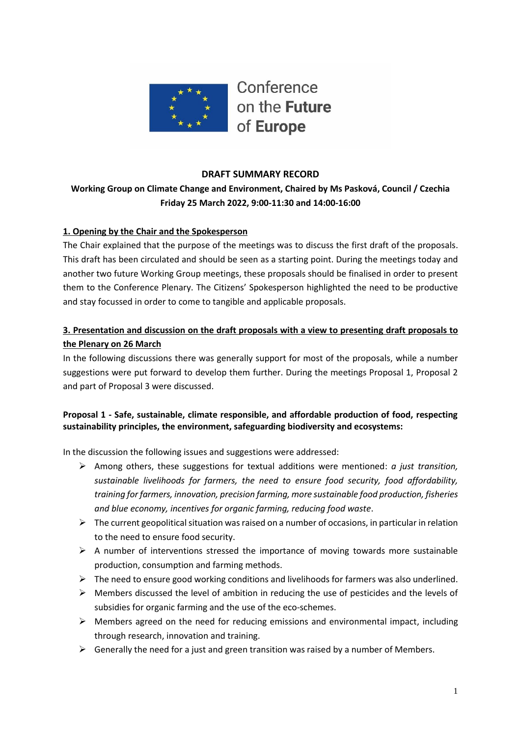Conference on the **Future** of **Europe**

**DRAFT SUMMARY RECORD**

**Working Group on Climate Change and Environment, Chaired by Ms Pasková, Council / Czechia**
**Friday 25 March 2022, 9:00-11:30 and 14:00-16:00**

## 1. Opening by the Chair and the Spokesperson

The Chair explained that the purpose of the meetings was to discuss the first draft of the proposals. This draft has been circulated and should be seen as a starting point. During the meetings today and another two future Working Group meetings, these proposals should be finalised in order to present them to the Conference Plenary. The Citizens' Spokesperson highlighted the need to be productive and stay focussed in order to come to tangible and applicable proposals.

## 3. Presentation and discussion on the draft proposals with a view to presenting draft proposals to the Plenary on 26 March

In the following discussions there was generally support for most of the proposals, while a number suggestions were put forward to develop them further. During the meetings Proposal 1, Proposal 2 and part of Proposal 3 were discussed.

**Proposal 1 - Safe, sustainable, climate responsible, and affordable production of food, respecting sustainability principles, the environment, safeguarding biodiversity and ecosystems:**

In the discussion the following issues and suggestions were addressed:

- Among others, these suggestions for textual additions were mentioned: *a just transition, sustainable livelihoods for farmers, the need to ensure food security, food affordability, training for farmers, innovation, precision farming, more sustainable food production, fisheries and blue economy, incentives for organic farming, reducing food waste*.
- The current geopolitical situation was raised on a number of occasions, in particular in relation to the need to ensure food security.
- A number of interventions stressed the importance of moving towards more sustainable production, consumption and farming methods.
- The need to ensure good working conditions and livelihoods for farmers was also underlined.
- Members discussed the level of ambition in reducing the use of pesticides and the levels of subsidies for organic farming and the use of the eco-schemes.
- Members agreed on the need for reducing emissions and environmental impact, including through research, innovation and training.
- Generally the need for a just and green transition was raised by a number of Members.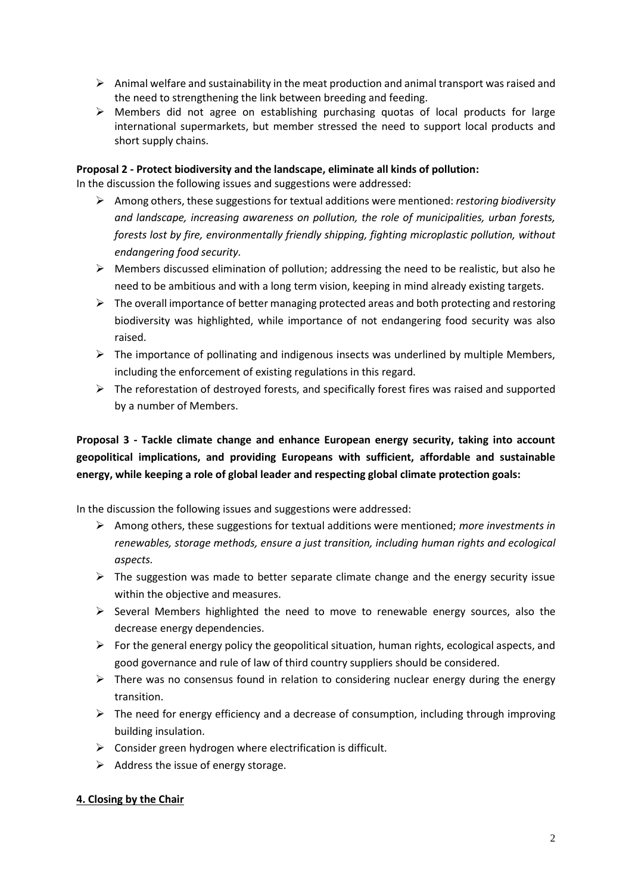- Animal welfare and sustainability in the meat production and animal transport was raised and the need to strengthening the link between breeding and feeding.
- Members did not agree on establishing purchasing quotas of local products for large international supermarkets, but member stressed the need to support local products and short supply chains.

**Proposal 2 - Protect biodiversity and the landscape, eliminate all kinds of pollution:**

In the discussion the following issues and suggestions were addressed:

- Among others, these suggestions for textual additions were mentioned: *restoring biodiversity and landscape, increasing awareness on pollution, the role of municipalities, urban forests, forests lost by fire, environmentally friendly shipping, fighting microplastic pollution, without endangering food security.*
- Members discussed elimination of pollution; addressing the need to be realistic, but also he need to be ambitious and with a long term vision, keeping in mind already existing targets.
- The overall importance of better managing protected areas and both protecting and restoring biodiversity was highlighted, while importance of not endangering food security was also raised.
- The importance of pollinating and indigenous insects was underlined by multiple Members, including the enforcement of existing regulations in this regard.
- The reforestation of destroyed forests, and specifically forest fires was raised and supported by a number of Members.

**Proposal 3 - Tackle climate change and enhance European energy security, taking into account geopolitical implications, and providing Europeans with sufficient, affordable and sustainable energy, while keeping a role of global leader and respecting global climate protection goals:**

In the discussion the following issues and suggestions were addressed:

- Among others, these suggestions for textual additions were mentioned; *more investments in renewables, storage methods, ensure a just transition, including human rights and ecological aspects.*
- The suggestion was made to better separate climate change and the energy security issue within the objective and measures.
- Several Members highlighted the need to move to renewable energy sources, also the decrease energy dependencies.
- For the general energy policy the geopolitical situation, human rights, ecological aspects, and good governance and rule of law of third country suppliers should be considered.
- There was no consensus found in relation to considering nuclear energy during the energy transition.
- The need for energy efficiency and a decrease of consumption, including through improving building insulation.
- Consider green hydrogen where electrification is difficult.
- Address the issue of energy storage.

**4. Closing by the Chair**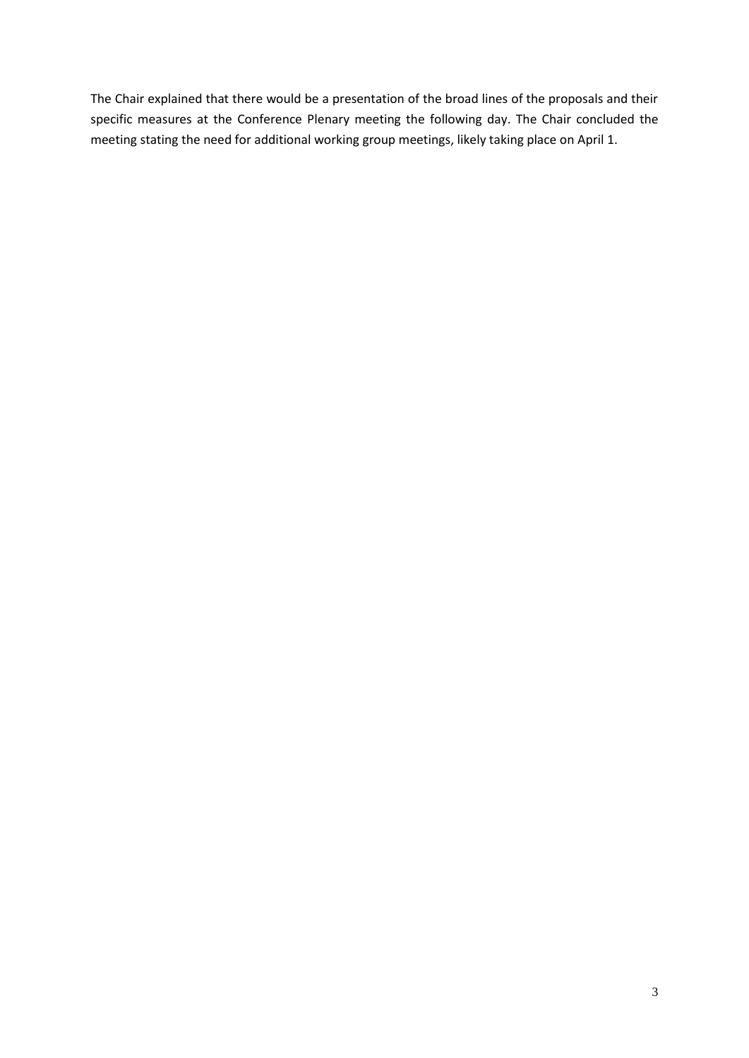The Chair explained that there would be a presentation of the broad lines of the proposals and their specific measures at the Conference Plenary meeting the following day. The Chair concluded the meeting stating the need for additional working group meetings, likely taking place on April 1.